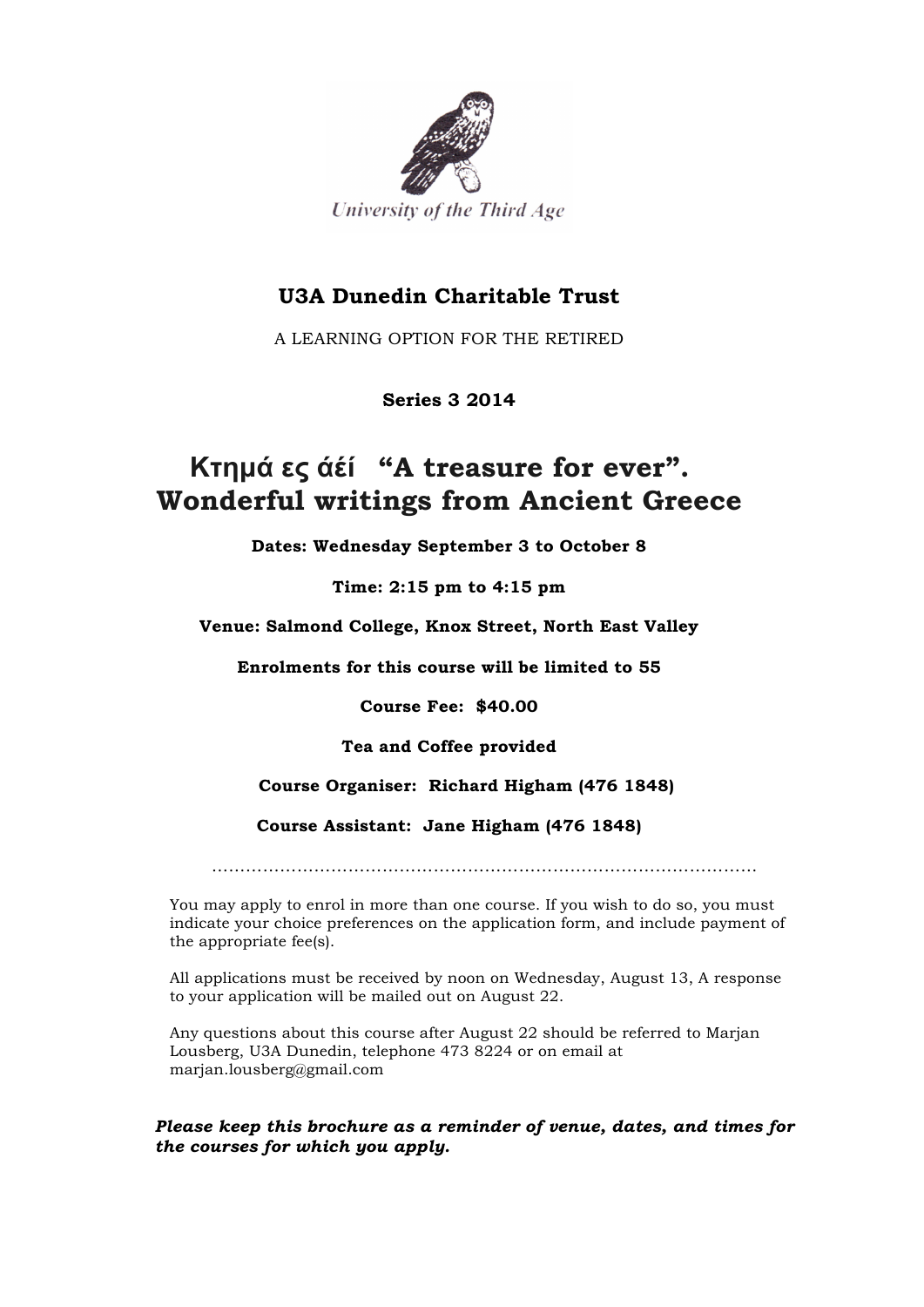University of the Third Age

**U3A Dunedin Charitable Trust**

A LEARNING OPTION FOR THE RETIRED

**Series 3 2014**

# Κτημά ες άέί "A treasure for ever". Wonderful writings from Ancient Greece

**Dates: Wednesday September 3 to October 8**

**Time: 2:15 pm to 4:15 pm**

**Venue: Salmond College, Knox Street, North East Valley**

**Enrolments for this course will be limited to 55**

**Course Fee: $40.00**

**Tea and Coffee provided**

**Course Organiser: Richard Higham (476 1848)**

**Course Assistant: Jane Higham (476 1848)**

........................................................................................................

You may apply to enrol in more than one course. If you wish to do so, you must indicate your choice preferences on the application form, and include payment of the appropriate fee(s).

All applications must be received by noon on Wednesday, August 13, A response to your application will be mailed out on August 22.

Any questions about this course after August 22 should be referred to Marjan Lousberg, U3A Dunedin, telephone 473 8224 or on email at marjan.lousberg@gmail.com

***Please keep this brochure as a reminder of venue, dates, and times for the courses for which you apply.***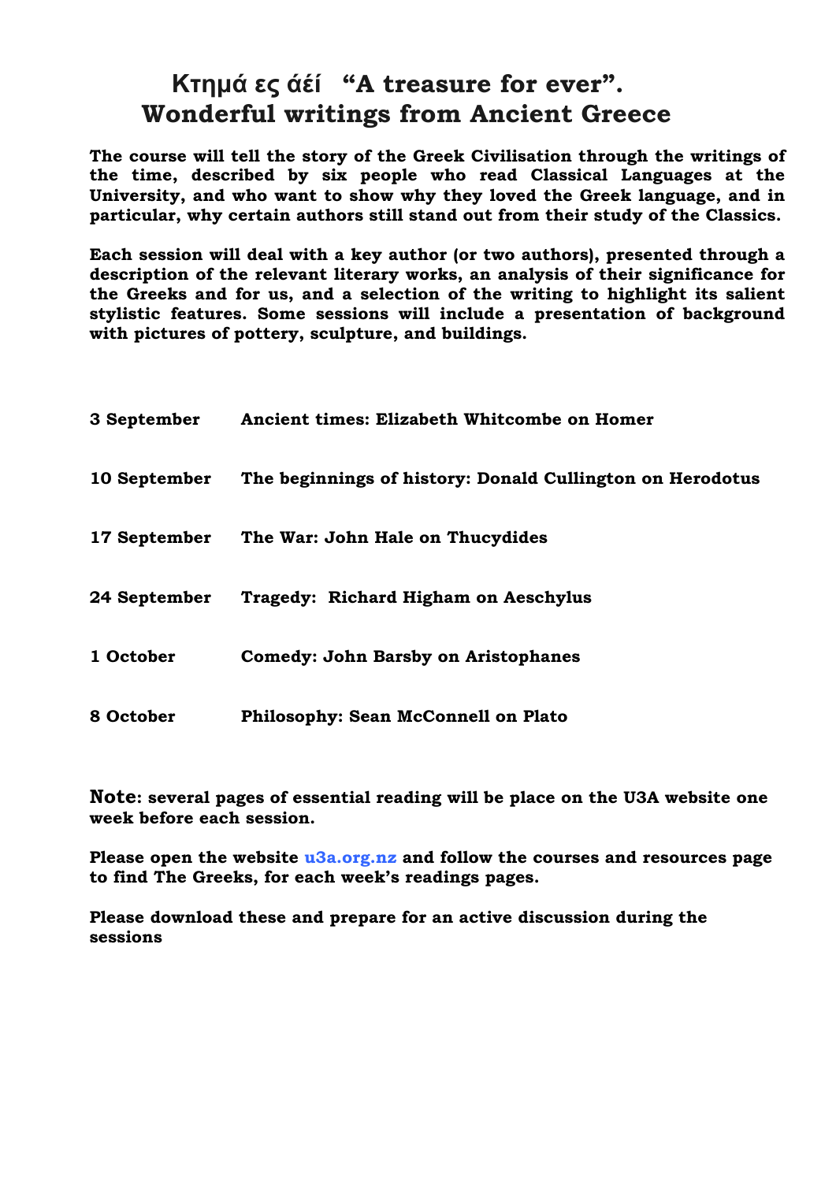# Κτημά ες άέί "A treasure for ever". Wonderful writings from Ancient Greece

**The course will tell the story of the Greek Civilisation through the writings of the time, described by six people who read Classical Languages at the University, and who want to show why they loved the Greek language, and in particular, why certain authors still stand out from their study of the Classics.**

**Each session will deal with a key author (or two authors), presented through a description of the relevant literary works, an analysis of their significance for the Greeks and for us, and a selection of the writing to highlight its salient stylistic features. Some sessions will include a presentation of background with pictures of pottery, sculpture, and buildings.**

| | |
|---|---|
| **3 September** | **Ancient times: Elizabeth Whitcombe on Homer** |
| **10 September** | **The beginnings of history: Donald Cullington on Herodotus** |
| **17 September** | **The War: John Hale on Thucydides** |
| **24 September** | **Tragedy: Richard Higham on Aeschylus** |
| **1 October** | **Comedy: John Barsby on Aristophanes** |
| **8 October** | **Philosophy: Sean McConnell on Plato** |

**Note: several pages of essential reading will be place on the U3A website one week before each session.**

**Please open the website u3a.org.nz and follow the courses and resources page to find The Greeks, for each week's readings pages.**

**Please download these and prepare for an active discussion during the sessions**